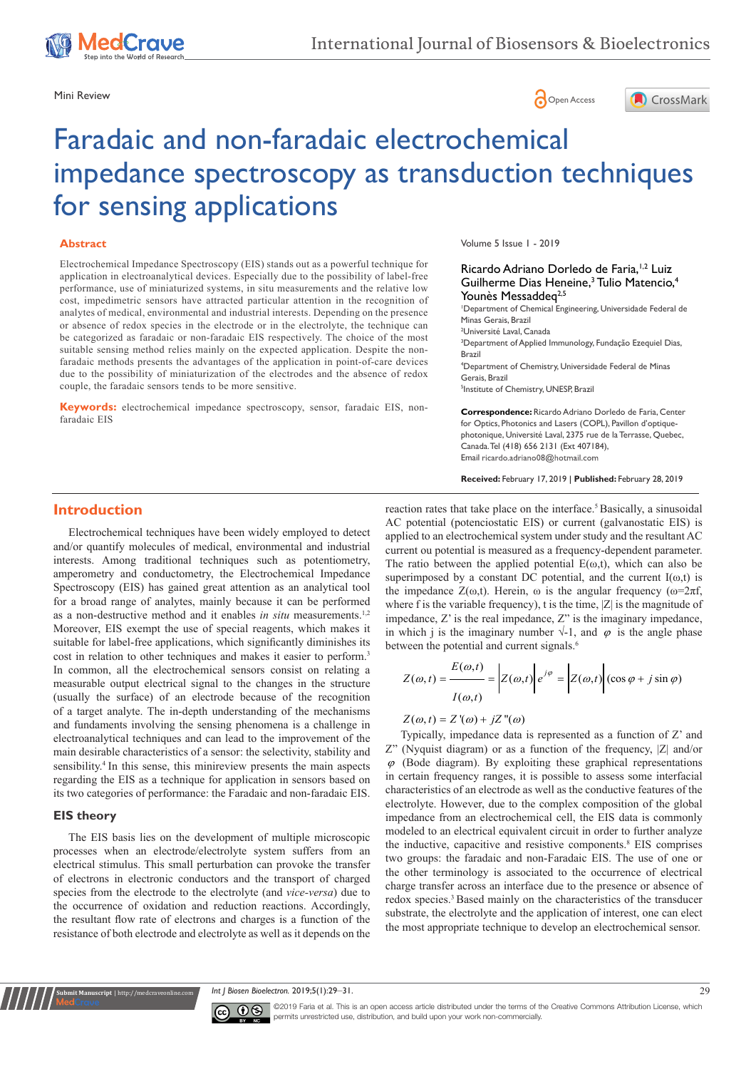Mini Review

# Faradaic and non-faradaic electrochemical impedance spectroscopy as transduction techniques for sensing applications

## Abstract

Electrochemical Impedance Spectroscopy (EIS) stands out as a powerful technique for application in electroanalytical devices. Especially due to the possibility of label-free performance, use of miniaturized systems, in situ measurements and the relative low cost, impedimetric sensors have attracted particular attention in the recognition of analytes of medical, environmental and industrial interests. Depending on the presence or absence of redox species in the electrode or in the electrolyte, the technique can be categorized as faradaic or non-faradaic EIS respectively. The choice of the most suitable sensing method relies mainly on the expected application. Despite the non-faradaic methods presents the advantages of the application in point-of-care devices due to the possibility of miniaturization of the electrodes and the absence of redox couple, the faradaic sensors tends to be more sensitive.

**Keywords:** electrochemical impedance spectroscopy, sensor, faradaic EIS, non-faradaic EIS

Volume 5 Issue 1 - 2019

Ricardo Adriano Dorledo de Faria,[1,2] Luiz Guilherme Dias Heneine,[3] Tulio Matencio,[4] Younès Messaddeq[2,5]

[1]Department of Chemical Engineering, Universidade Federal de Minas Gerais, Brazil
[2]Université Laval, Canada
[3]Department of Applied Immunology, Fundação Ezequiel Dias, Brazil
[4]Department of Chemistry, Universidade Federal de Minas Gerais, Brazil
[5]Institute of Chemistry, UNESP, Brazil

**Correspondence:** Ricardo Adriano Dorledo de Faria, Center for Optics, Photonics and Lasers (COPL), Pavillon d'optique-photonique, Université Laval, 2375 rue de la Terrasse, Quebec, Canada. Tel (418) 656 2131 (Ext 407184), Email ricardo.adriano08@hotmail.com

**Received:** February 17, 2019 | **Published:** February 28, 2019

## Introduction

Electrochemical techniques have been widely employed to detect and/or quantify molecules of medical, environmental and industrial interests. Among traditional techniques such as potentiometry, amperometry and conductometry, the Electrochemical Impedance Spectroscopy (EIS) has gained great attention as an analytical tool for a broad range of analytes, mainly because it can be performed as a non-destructive method and it enables *in situ* measurements.[1,2] Moreover, EIS exempt the use of special reagents, which makes it suitable for label-free applications, which significantly diminishes its cost in relation to other techniques and makes it easier to perform.[3] In common, all the electrochemical sensors consist on relating a measurable output electrical signal to the changes in the structure (usually the surface) of an electrode because of the recognition of a target analyte. The in-depth understanding of the mechanisms and fundaments involving the sensing phenomena is a challenge in electroanalytical techniques and can lead to the improvement of the main desirable characteristics of a sensor: the selectivity, stability and sensibility.[4] In this sense, this minireview presents the main aspects regarding the EIS as a technique for application in sensors based on its two categories of performance: the Faradaic and non-faradaic EIS.

### EIS theory

The EIS basis lies on the development of multiple microscopic processes when an electrode/electrolyte system suffers from an electrical stimulus. This small perturbation can provoke the transfer of electrons in electronic conductors and the transport of charged species from the electrode to the electrolyte (and *vice-versa*) due to the occurrence of oxidation and reduction reactions. Accordingly, the resultant flow rate of electrons and charges is a function of the resistance of both electrode and electrolyte as well as it depends on the reaction rates that take place on the interface.[5] Basically, a sinusoidal AC potential (potenciostatic EIS) or current (galvanostatic EIS) is applied to an electrochemical system under study and the resultant AC current ou potential is measured as a frequency-dependent parameter. The ratio between the applied potential $E(\omega,t)$, which can also be superimposed by a constant DC potential, and the current $I(\omega,t)$ is the impedance $Z(\omega,t)$. Herein, $\omega$ is the angular frequency ($\omega=2\pi f$, where f is the variable frequency), t is the time, $|Z|$ is the magnitude of impedance, Z' is the real impedance, Z" is the imaginary impedance, in which j is the imaginary number $\sqrt{-1}$, and $\varphi$ is the angle phase between the potential and current signals.[6]

$$Z(\omega,t)=\frac{E(\omega,t)}{I(\omega,t)}=\left|Z(\omega,t)\right|e^{j\varphi}=\left|Z(\omega,t)\right|(\cos\varphi+j\sin\varphi)$$

$$Z(\omega,t)=Z'(\omega)+jZ''(\omega)$$

Typically, impedance data is represented as a function of Z' and Z" (Nyquist diagram) or as a function of the frequency, $|Z|$ and/or $\varphi$ (Bode diagram). By exploiting these graphical representations in certain frequency ranges, it is possible to assess some interfacial characteristics of an electrode as well as the conductive features of the electrolyte. However, due to the complex composition of the global impedance from an electrochemical cell, the EIS data is commonly modeled to an electrical equivalent circuit in order to further analyze the inductive, capacitive and resistive components.[8] EIS comprises two groups: the faradaic and non-Faradaic EIS. The use of one or the other terminology is associated to the occurrence of electrical charge transfer across an interface due to the presence or absence of redox species.[3] Based mainly on the characteristics of the transducer substrate, the electrolyte and the application of interest, one can elect the most appropriate technique to develop an electrochemical sensor.

©2019 Faria et al. This is an open access article distributed under the terms of the Creative Commons Attribution License, which permits unrestricted use, distribution, and build upon your work non-commercially.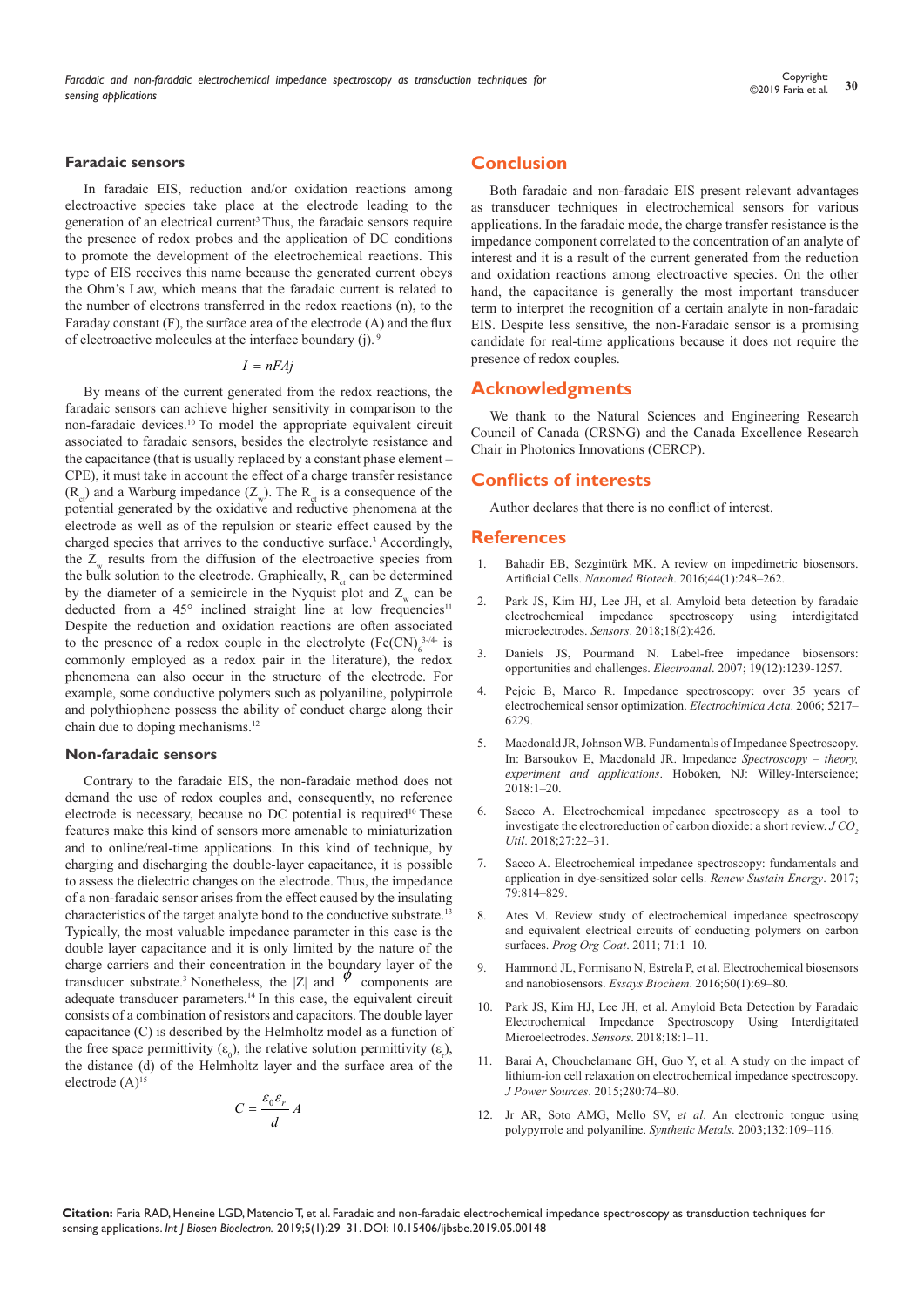### Faradaic sensors

In faradaic EIS, reduction and/or oxidation reactions among electroactive species take place at the electrode leading to the generation of an electrical current[3] Thus, the faradaic sensors require the presence of redox probes and the application of DC conditions to promote the development of the electrochemical reactions. This type of EIS receives this name because the generated current obeys the Ohm's Law, which means that the faradaic current is related to the number of electrons transferred in the redox reactions (n), to the Faraday constant (F), the surface area of the electrode (A) and the flux of electroactive molecules at the interface boundary (j). [9]

$$I = nFAj$$

By means of the current generated from the redox reactions, the faradaic sensors can achieve higher sensitivity in comparison to the non-faradaic devices.[10] To model the appropriate equivalent circuit associated to faradaic sensors, besides the electrolyte resistance and the capacitance (that is usually replaced by a constant phase element – CPE), it must take in account the effect of a charge transfer resistance ($R_{ct}$) and a Warburg impedance ($Z_w$). The $R_{ct}$ is a consequence of the potential generated by the oxidative and reductive phenomena at the electrode as well as of the repulsion or stearic effect caused by the charged species that arrives to the conductive surface.[3] Accordingly, the $Z_w$ results from the diffusion of the electroactive species from the bulk solution to the electrode. Graphically, $R_{ct}$ can be determined by the diameter of a semicircle in the Nyquist plot and $Z_w$ can be deducted from a 45° inclined straight line at low frequencies[11] Despite the reduction and oxidation reactions are often associated to the presence of a redox couple in the electrolyte ($Fe(CN)_6^{3-/4-}$ is commonly employed as a redox pair in the literature), the redox phenomena can also occur in the structure of the electrode. For example, some conductive polymers such as polyaniline, polypirrole and polythiophene possess the ability of conduct charge along their chain due to doping mechanisms.[12]

### Non-faradaic sensors

Contrary to the faradaic EIS, the non-faradaic method does not demand the use of redox couples and, consequently, no reference electrode is necessary, because no DC potential is required[10] These features make this kind of sensors more amenable to miniaturization and to online/real-time applications. In this kind of technique, by charging and discharging the double-layer capacitance, it is possible to assess the dielectric changes on the electrode. Thus, the impedance of a non-faradaic sensor arises from the effect caused by the insulating characteristics of the target analyte bond to the conductive substrate.[13] Typically, the most valuable impedance parameter in this case is the double layer capacitance and it is only limited by the nature of the charge carriers and their concentration in the boundary layer of the transducer substrate.[3] Nonetheless, the $|Z|$ and $\phi$ components are adequate transducer parameters.[14] In this case, the equivalent circuit consists of a combination of resistors and capacitors. The double layer capacitance (C) is described by the Helmholtz model as a function of the free space permittivity ($\varepsilon_0$), the relative solution permittivity ($\varepsilon_r$), the distance (d) of the Helmholtz layer and the surface area of the electrode (A)[15]

$$C = \frac{\varepsilon_0 \varepsilon_r}{d} A$$

## Conclusion

Both faradaic and non-faradaic EIS present relevant advantages as transducer techniques in electrochemical sensors for various applications. In the faradaic mode, the charge transfer resistance is the impedance component correlated to the concentration of an analyte of interest and it is a result of the current generated from the reduction and oxidation reactions among electroactive species. On the other hand, the capacitance is generally the most important transducer term to interpret the recognition of a certain analyte in non-faradaic EIS. Despite less sensitive, the non-Faradaic sensor is a promising candidate for real-time applications because it does not require the presence of redox couples.

## Acknowledgments

We thank to the Natural Sciences and Engineering Research Council of Canada (CRSNG) and the Canada Excellence Research Chair in Photonics Innovations (CERCP).

## Conflicts of interests

Author declares that there is no conflict of interest.

## References

1. Bahadir EB, Sezgintürk MK. A review on impedimetric biosensors. Artificial Cells. *Nanomed Biotech*. 2016;44(1):248–262.
2. Park JS, Kim HJ, Lee JH, et al. Amyloid beta detection by faradaic electrochemical impedance spectroscopy using interdigitated microelectrodes. *Sensors*. 2018;18(2):426.
3. Daniels JS, Pourmand N. Label-free impedance biosensors: opportunities and challenges. *Electroanal*. 2007; 19(12):1239-1257.
4. Pejcic B, Marco R. Impedance spectroscopy: over 35 years of electrochemical sensor optimization. *Electrochimica Acta*. 2006; 5217–6229.
5. Macdonald JR, Johnson WB. Fundamentals of Impedance Spectroscopy. In: Barsoukov E, Macdonald JR. Impedance *Spectroscopy – theory, experiment and applications*. Hoboken, NJ: Willey-Interscience; 2018:1–20.
6. Sacco A. Electrochemical impedance spectroscopy as a tool to investigate the electroreduction of carbon dioxide: a short review. *J $CO_2$ Util*. 2018;27:22–31.
7. Sacco A. Electrochemical impedance spectroscopy: fundamentals and application in dye-sensitized solar cells. *Renew Sustain Energy*. 2017; 79:814–829.
8. Ates M. Review study of electrochemical impedance spectroscopy and equivalent electrical circuits of conducting polymers on carbon surfaces. *Prog Org Coat*. 2011; 71:1–10.
9. Hammond JL, Formisano N, Estrela P, et al. Electrochemical biosensors and nanobiosensors. *Essays Biochem*. 2016;60(1):69–80.
10. Park JS, Kim HJ, Lee JH, et al. Amyloid Beta Detection by Faradaic Electrochemical Impedance Spectroscopy Using Interdigitated Microelectrodes. *Sensors*. 2018;18:1–11.
11. Barai A, Chouchelamane GH, Guo Y, et al. A study on the impact of lithium-ion cell relaxation on electrochemical impedance spectroscopy. *J Power Sources*. 2015;280:74–80.
12. Jr AR, Soto AMG, Mello SV, *et al*. An electronic tongue using polypyrrole and polyaniline. *Synthetic Metals*. 2003;132:109–116.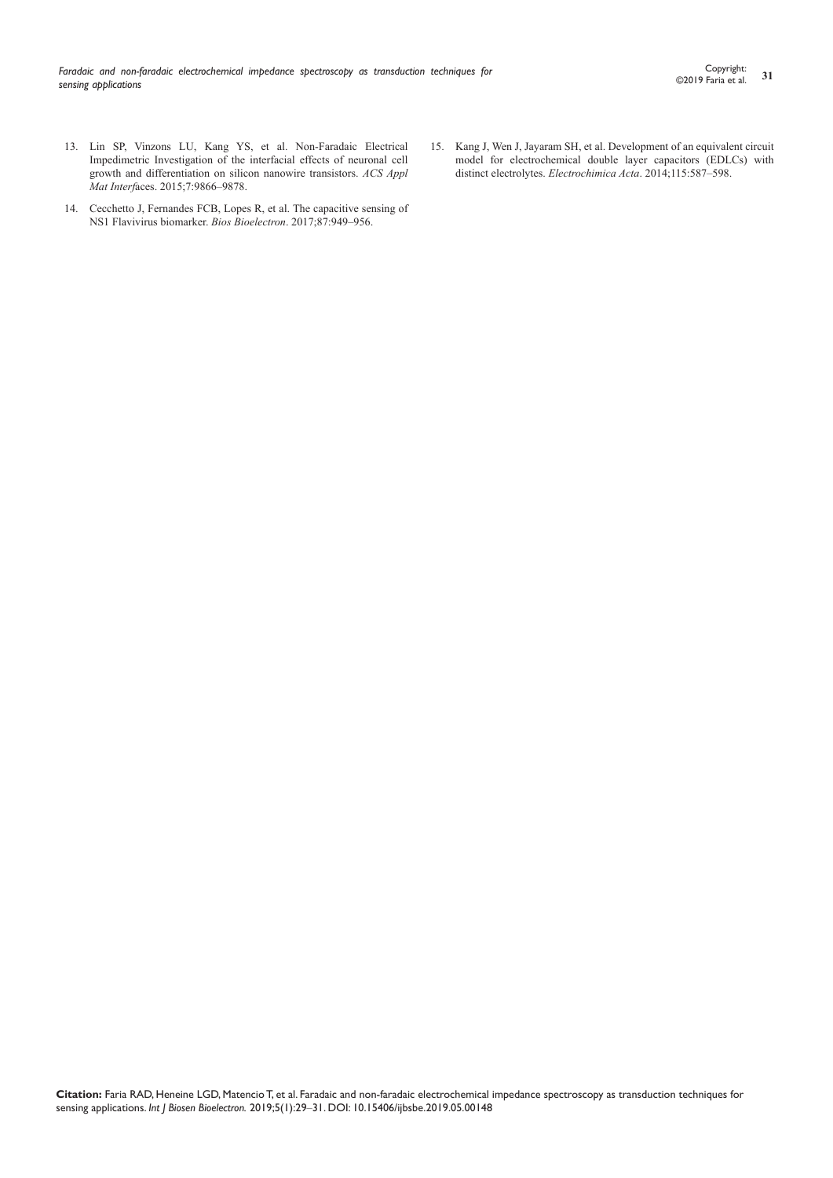13. Lin SP, Vinzons LU, Kang YS, et al. Non-Faradaic Electrical Impedimetric Investigation of the interfacial effects of neuronal cell growth and differentiation on silicon nanowire transistors. *ACS Appl Mat Interf*aces. 2015;7:9866–9878.
14. Cecchetto J, Fernandes FCB, Lopes R, et al. The capacitive sensing of NS1 Flavivirus biomarker. *Bios Bioelectron*. 2017;87:949–956.
15. Kang J, Wen J, Jayaram SH, et al. Development of an equivalent circuit model for electrochemical double layer capacitors (EDLCs) with distinct electrolytes. *Electrochimica Acta*. 2014;115:587–598.